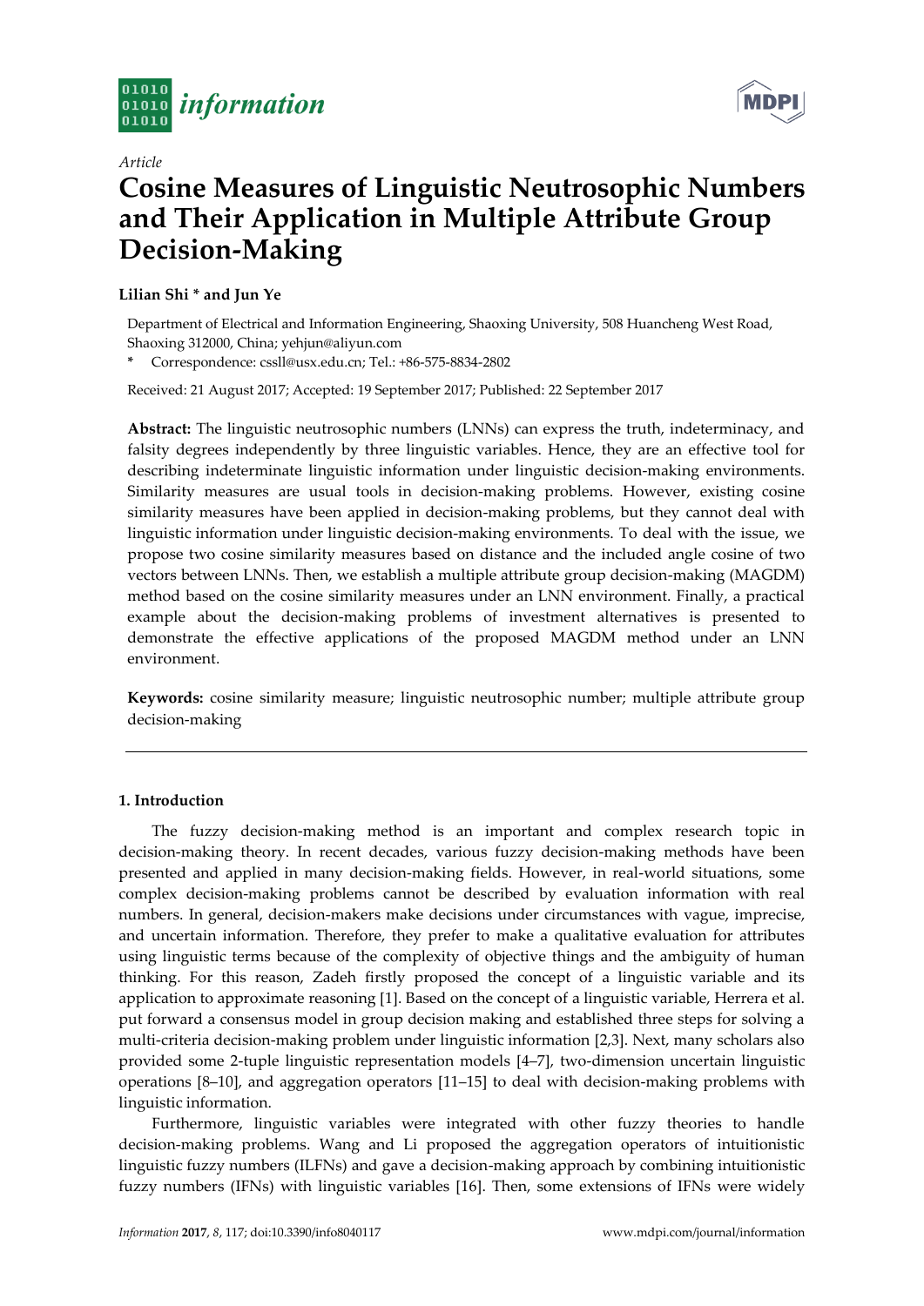*Article*

# Cosine Measures of Linguistic Neutrosophic Numbers and Their Application in Multiple Attribute Group Decision-Making

**Lilian Shi * and Jun Ye**

Department of Electrical and Information Engineering, Shaoxing University, 508 Huancheng West Road, Shaoxing 312000, China; yehjun@aliyun.com

* Correspondence: cssll@usx.edu.cn; Tel.: +86-575-8834-2802

Received: 21 August 2017; Accepted: 19 September 2017; Published: 22 September 2017

**Abstract:** The linguistic neutrosophic numbers (LNNs) can express the truth, indeterminacy, and falsity degrees independently by three linguistic variables. Hence, they are an effective tool for describing indeterminate linguistic information under linguistic decision-making environments. Similarity measures are usual tools in decision-making problems. However, existing cosine similarity measures have been applied in decision-making problems, but they cannot deal with linguistic information under linguistic decision-making environments. To deal with the issue, we propose two cosine similarity measures based on distance and the included angle cosine of two vectors between LNNs. Then, we establish a multiple attribute group decision-making (MAGDM) method based on the cosine similarity measures under an LNN environment. Finally, a practical example about the decision-making problems of investment alternatives is presented to demonstrate the effective applications of the proposed MAGDM method under an LNN environment.

**Keywords:** cosine similarity measure; linguistic neutrosophic number; multiple attribute group decision-making

## 1. Introduction

The fuzzy decision-making method is an important and complex research topic in decision-making theory. In recent decades, various fuzzy decision-making methods have been presented and applied in many decision-making fields. However, in real-world situations, some complex decision-making problems cannot be described by evaluation information with real numbers. In general, decision-makers make decisions under circumstances with vague, imprecise, and uncertain information. Therefore, they prefer to make a qualitative evaluation for attributes using linguistic terms because of the complexity of objective things and the ambiguity of human thinking. For this reason, Zadeh firstly proposed the concept of a linguistic variable and its application to approximate reasoning [1]. Based on the concept of a linguistic variable, Herrera et al. put forward a consensus model in group decision making and established three steps for solving a multi-criteria decision-making problem under linguistic information [2,3]. Next, many scholars also provided some 2-tuple linguistic representation models [4–7], two-dimension uncertain linguistic operations [8–10], and aggregation operators [11–15] to deal with decision-making problems with linguistic information.

Furthermore, linguistic variables were integrated with other fuzzy theories to handle decision-making problems. Wang and Li proposed the aggregation operators of intuitionistic linguistic fuzzy numbers (ILFNs) and gave a decision-making approach by combining intuitionistic fuzzy numbers (IFNs) with linguistic variables [16]. Then, some extensions of IFNs were widely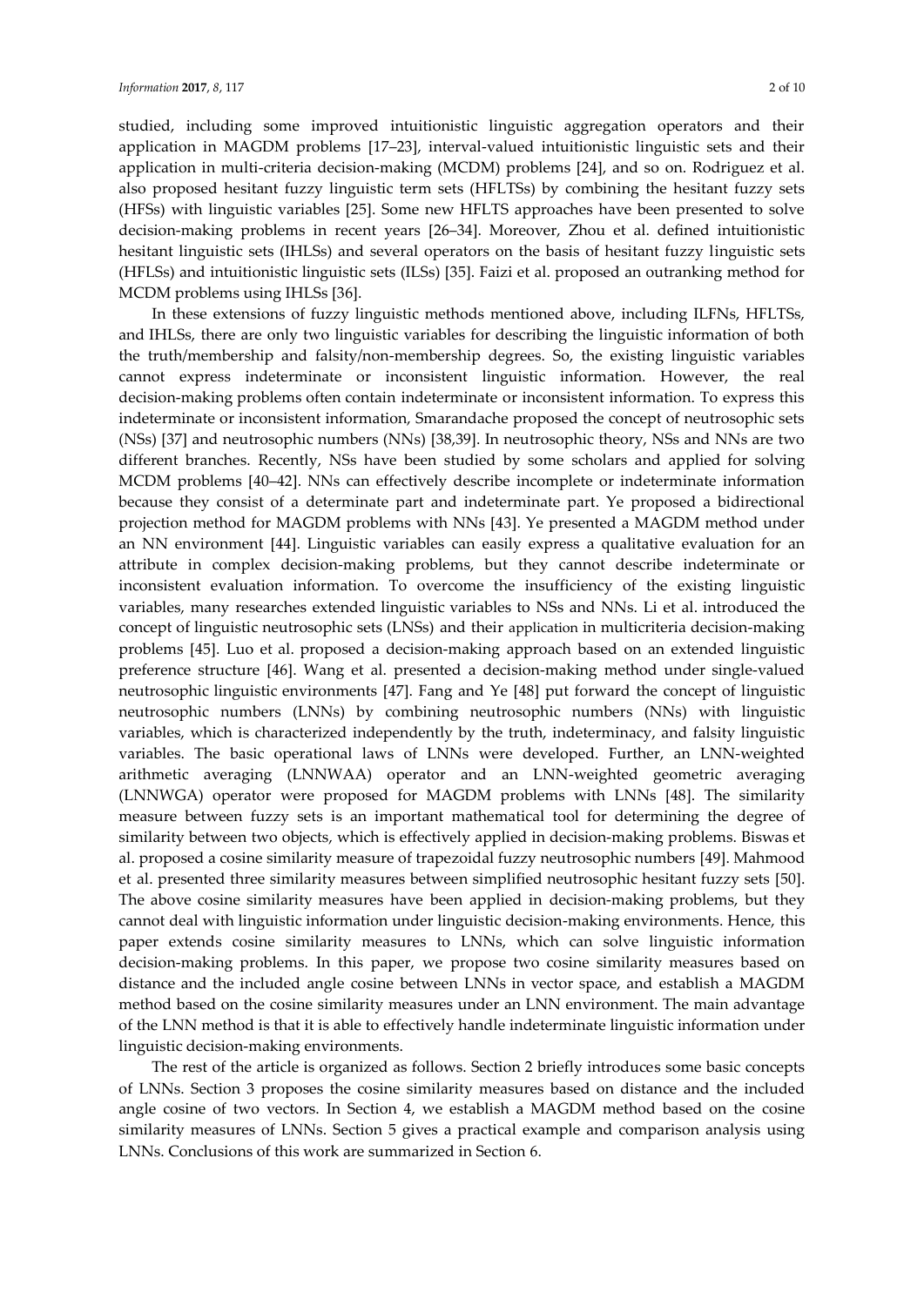studied, including some improved intuitionistic linguistic aggregation operators and their application in MAGDM problems [17–23], interval-valued intuitionistic linguistic sets and their application in multi-criteria decision-making (MCDM) problems [24], and so on. Rodriguez et al. also proposed hesitant fuzzy linguistic term sets (HFLTSs) by combining the hesitant fuzzy sets (HFSs) with linguistic variables [25]. Some new HFLTS approaches have been presented to solve decision-making problems in recent years [26–34]. Moreover, Zhou et al. defined intuitionistic hesitant linguistic sets (IHLSs) and several operators on the basis of hesitant fuzzy linguistic sets (HFLSs) and intuitionistic linguistic sets (ILSs) [35]. Faizi et al. proposed an outranking method for MCDM problems using IHLSs [36].

In these extensions of fuzzy linguistic methods mentioned above, including ILFNs, HFLTSs, and IHLSs, there are only two linguistic variables for describing the linguistic information of both the truth/membership and falsity/non-membership degrees. So, the existing linguistic variables cannot express indeterminate or inconsistent linguistic information. However, the real decision-making problems often contain indeterminate or inconsistent information. To express this indeterminate or inconsistent information, Smarandache proposed the concept of neutrosophic sets (NSs) [37] and neutrosophic numbers (NNs) [38,39]. In neutrosophic theory, NSs and NNs are two different branches. Recently, NSs have been studied by some scholars and applied for solving MCDM problems [40–42]. NNs can effectively describe incomplete or indeterminate information because they consist of a determinate part and indeterminate part. Ye proposed a bidirectional projection method for MAGDM problems with NNs [43]. Ye presented a MAGDM method under an NN environment [44]. Linguistic variables can easily express a qualitative evaluation for an attribute in complex decision-making problems, but they cannot describe indeterminate or inconsistent evaluation information. To overcome the insufficiency of the existing linguistic variables, many researches extended linguistic variables to NSs and NNs. Li et al. introduced the concept of linguistic neutrosophic sets (LNSs) and their application in multicriteria decision-making problems [45]. Luo et al. proposed a decision-making approach based on an extended linguistic preference structure [46]. Wang et al. presented a decision-making method under single-valued neutrosophic linguistic environments [47]. Fang and Ye [48] put forward the concept of linguistic neutrosophic numbers (LNNs) by combining neutrosophic numbers (NNs) with linguistic variables, which is characterized independently by the truth, indeterminacy, and falsity linguistic variables. The basic operational laws of LNNs were developed. Further, an LNN-weighted arithmetic averaging (LNNWAA) operator and an LNN-weighted geometric averaging (LNNWGA) operator were proposed for MAGDM problems with LNNs [48]. The similarity measure between fuzzy sets is an important mathematical tool for determining the degree of similarity between two objects, which is effectively applied in decision-making problems. Biswas et al. proposed a cosine similarity measure of trapezoidal fuzzy neutrosophic numbers [49]. Mahmood et al. presented three similarity measures between simplified neutrosophic hesitant fuzzy sets [50]. The above cosine similarity measures have been applied in decision-making problems, but they cannot deal with linguistic information under linguistic decision-making environments. Hence, this paper extends cosine similarity measures to LNNs, which can solve linguistic information decision-making problems. In this paper, we propose two cosine similarity measures based on distance and the included angle cosine between LNNs in vector space, and establish a MAGDM method based on the cosine similarity measures under an LNN environment. The main advantage of the LNN method is that it is able to effectively handle indeterminate linguistic information under linguistic decision-making environments.

The rest of the article is organized as follows. Section 2 briefly introduces some basic concepts of LNNs. Section 3 proposes the cosine similarity measures based on distance and the included angle cosine of two vectors. In Section 4, we establish a MAGDM method based on the cosine similarity measures of LNNs. Section 5 gives a practical example and comparison analysis using LNNs. Conclusions of this work are summarized in Section 6.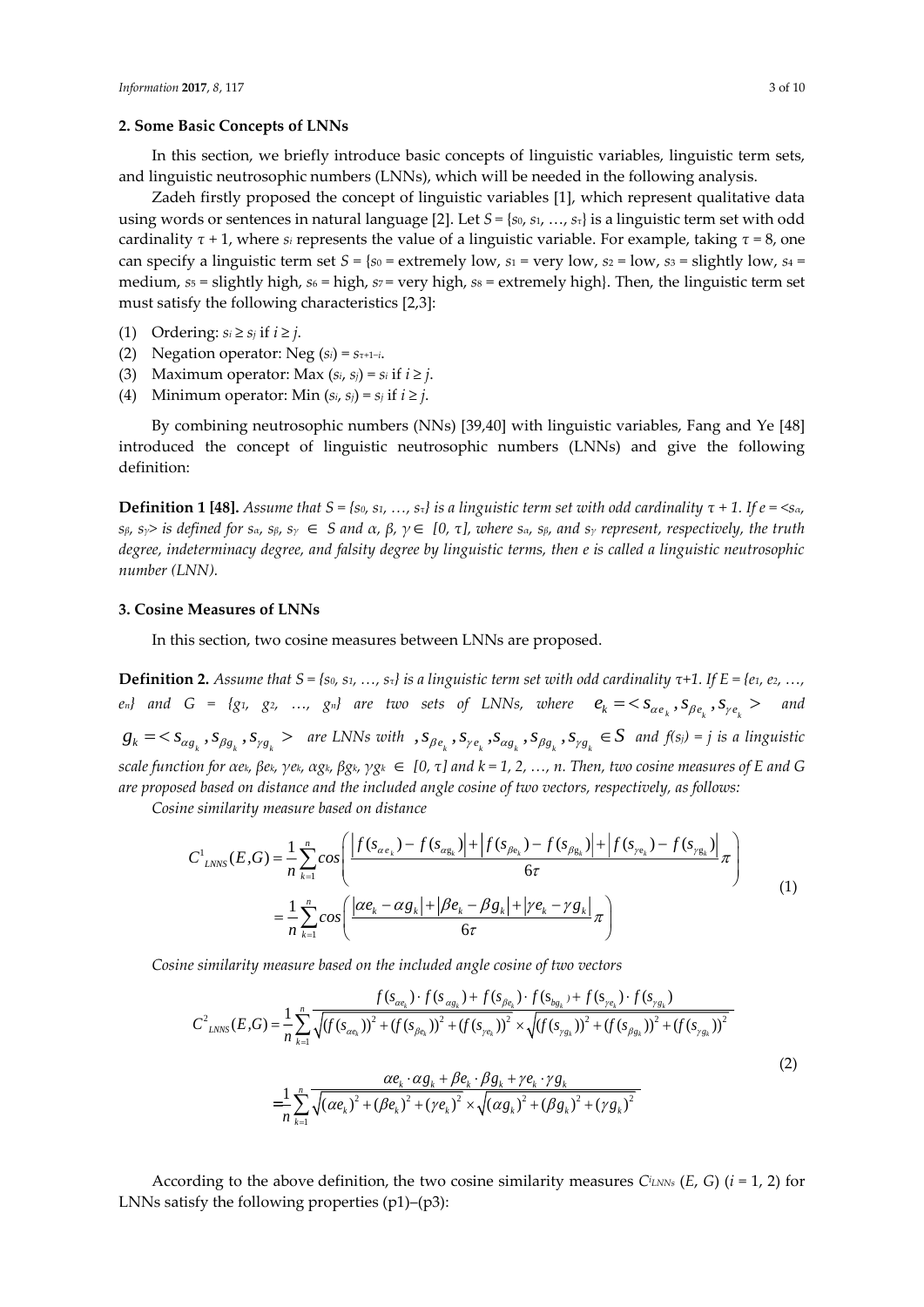## 2. Some Basic Concepts of LNNs

In this section, we briefly introduce basic concepts of linguistic variables, linguistic term sets, and linguistic neutrosophic numbers (LNNs), which will be needed in the following analysis.

Zadeh firstly proposed the concept of linguistic variables [1], which represent qualitative data using words or sentences in natural language [2]. Let $S = \{s_0, s_1, \ldots, s_\tau\}$ is a linguistic term set with odd cardinality $\tau + 1$, where $s_i$ represents the value of a linguistic variable. For example, taking $\tau = 8$, one can specify a linguistic term set $S$ = {$s_0$ = extremely low, $s_1$ = very low, $s_2$ = low, $s_3$ = slightly low, $s_4$ = medium, $s_5$ = slightly high, $s_6$ = high, $s_7$ = very high, $s_8$ = extremely high}. Then, the linguistic term set must satisfy the following characteristics [2,3]:

(1) Ordering: $s_i \geq s_j$ if $i \geq j$.
(2) Negation operator: Neg $(s_i) = s_{\tau+1-i}$.
(3) Maximum operator: Max $(s_i, s_j) = s_i$ if $i \geq j$.
(4) Minimum operator: Min $(s_i, s_j) = s_j$ if $i \geq j$.

By combining neutrosophic numbers (NNs) [39,40] with linguistic variables, Fang and Ye [48] introduced the concept of linguistic neutrosophic numbers (LNNs) and give the following definition:

**Definition 1 [48].** *Assume that $S = \{s_0, s_1, \ldots, s_\tau\}$ is a linguistic term set with odd cardinality $\tau + 1$. If $e = \langle s_\alpha, s_\beta, s_\gamma \rangle$ is defined for $s_\alpha, s_\beta, s_\gamma \in S$ and $\alpha, \beta, \gamma \in [0, \tau]$, where $s_\alpha$, $s_\beta$, and $s_\gamma$ represent, respectively, the truth degree, indeterminacy degree, and falsity degree by linguistic terms, then e is called a linguistic neutrosophic number (LNN).*

## 3. Cosine Measures of LNNs

In this section, two cosine measures between LNNs are proposed.

**Definition 2.** *Assume that $S = \{s_0, s_1, \ldots, s_\tau\}$ is a linguistic term set with odd cardinality $\tau+1$. If $E = \{e_1, e_2, \ldots, e_n\}$ and $G = \{g_1, g_2, \ldots, g_n\}$ are two sets of LNNs, where $e_k = \langle s_{\alpha e_k}, s_{\beta e_k}, s_{\gamma e_k} \rangle$ and $g_k = \langle s_{\alpha g_k}, s_{\beta g_k}, s_{\gamma g_k} \rangle$ are LNNs with $, s_{\beta e_k}, s_{\gamma e_k}, s_{\alpha g_k}, s_{\beta g_k}, s_{\gamma g_k} \in S$ and $f(s_j) = j$ is a linguistic scale function for $\alpha e_k$, $\beta e_k$, $\gamma e_k$, $\alpha g_k$, $\beta g_k$, $\gamma g_k \in [0, \tau]$ and $k = 1, 2, \ldots, n$. Then, two cosine measures of E and G are proposed based on distance and the included angle cosine of two vectors, respectively, as follows:*

*Cosine similarity measure based on distance*

$$C^1_{LNNS}(E,G) = \frac{1}{n}\sum_{k=1}^{n} cos\left(\frac{\left|f(s_{\alpha e_k}) - f(s_{\alpha g_k})\right| + \left|f(s_{\beta e_k}) - f(s_{\beta g_k})\right| + \left|f(s_{\gamma e_k}) - f(s_{\gamma g_k})\right|}{6\tau}\pi\right)$$
$$= \frac{1}{n}\sum_{k=1}^{n} cos\left(\frac{\left|\alpha e_k - \alpha g_k\right| + \left|\beta e_k - \beta g_k\right| + \left|\gamma e_k - \gamma g_k\right|}{6\tau}\pi\right) \tag{1}$$

*Cosine similarity measure based on the included angle cosine of two vectors*

$$C^2_{LNNS}(E,G) = \frac{1}{n}\sum_{k=1}^{n} \frac{f(s_{\alpha e_k}) \cdot f(s_{\alpha g_k}) + f(s_{\beta e_k}) \cdot f(s_{b g_k}) + f(s_{\gamma e_k}) \cdot f(s_{\gamma g_k})}{\sqrt{(f(s_{\alpha e_k}))^2 + (f(s_{\beta e_k}))^2 + (f(s_{\gamma e_k}))^2} \times \sqrt{(f(s_{\gamma g_k}))^2 + (f(s_{\beta g_k}))^2 + (f(s_{\gamma g_k}))^2}}$$
$$= \frac{1}{n}\sum_{k=1}^{n} \frac{\alpha e_k \cdot \alpha g_k + \beta e_k \cdot \beta g_k + \gamma e_k \cdot \gamma g_k}{\sqrt{(\alpha e_k)^2 + (\beta e_k)^2 + (\gamma e_k)^2} \times \sqrt{(\alpha g_k)^2 + (\beta g_k)^2 + (\gamma g_k)^2}} \tag{2}$$

According to the above definition, the two cosine similarity measures $C^i_{LNNs}(E, G)$ ($i$ = 1, 2) for LNNs satisfy the following properties (p1)–(p3):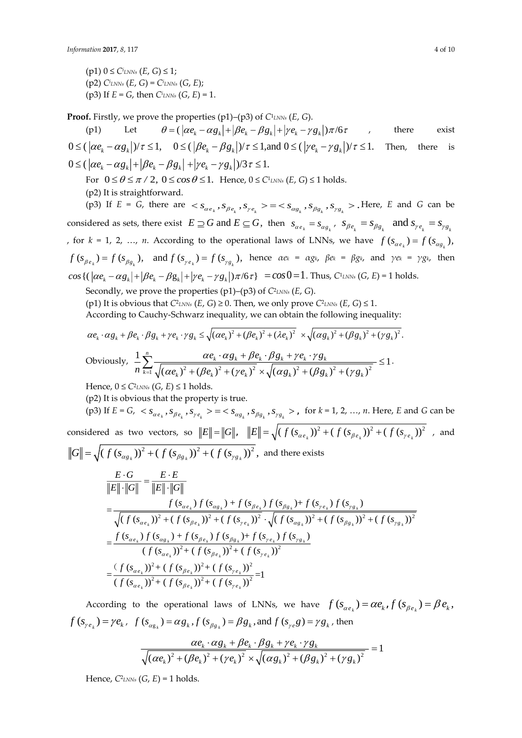(p1) $0 \le C^{i}_{LNNs}(E, G) \le 1$;
(p2) $C^{i}_{LNNs}(E, G) = C^{i}_{LNNs}(G, E)$;
(p3) If $E = G$, then $C^{i}_{LNNs}(G, E) = 1$.

**Proof.** Firstly, we prove the properties (p1)–(p3) of $C^{1}_{LNNs}(E, G)$.

(p1) Let $\theta = (|\alpha e_k - \alpha g_k| + |\beta e_k - \beta g_k| + |\gamma e_k - \gamma g_k|)\pi/6\tau$, there exist $0 \le (|\alpha e_k - \alpha g_k|)/\tau \le 1$, $0 \le (|\beta e_k - \beta g_k|)/\tau \le 1$, and $0 \le (|\gamma e_k - \gamma g_k|)/\tau \le 1$. Then, there is $0 \le (|\alpha e_k - \alpha g_k| + |\beta e_k - \beta g_k| + |\gamma e_k - \gamma g_k|)/3\tau \le 1$.

For $0 \le \theta \le \pi/2$, $0 \le cos\,\theta \le 1$. Hence, $0 \le C^{1}_{LNNs}(E, G) \le 1$ holds.

(p2) It is straightforward.

(p3) If $E = G$, there are $< s_{\alpha e_k}, s_{\beta e_k}, s_{\gamma e_k} > = < s_{\alpha g_k}, s_{\beta g_k}, s_{\gamma g_k} >$. Here, $E$ and $G$ can be considered as sets, there exist $E \supseteq G$ and $E \subseteq G$, then $s_{\alpha e_k} = s_{\alpha g_k}$, $s_{\beta e_k} = s_{\beta g_k}$ and $s_{\gamma e_k} = s_{\gamma g_k}$, for $k = 1, 2, \ldots, n$. According to the operational laws of LNNs, we have $f(s_{\alpha e_k}) = f(s_{\alpha g_k})$, $f(s_{\beta e_k}) = f(s_{\beta g_k})$, and $f(s_{\gamma e_k}) = f(s_{\gamma g_k})$, hence $\alpha e_k = \alpha g_k$, $\beta e_k = \beta g_k$, and $\gamma e_k = \gamma g_k$, then $cos\{(|\alpha e_k - \alpha g_k| + |\beta e_k - \beta g_k| + |\gamma e_k - \gamma g_k|)\pi/6\tau\} = cos\,0 = 1$. Thus, $C^{1}_{LNNs}(G, E) = 1$ holds.

Secondly, we prove the properties (p1)–(p3) of $C^{2}_{LNNs}(E, G)$.

(p1) It is obvious that $C^{2}_{LNNs}(E, G) \ge 0$. Then, we only prove $C^{2}_{LNNs}(E, G) \le 1$.

According to Cauchy-Schwarz inequality, we can obtain the following inequality:

$$\alpha e_k \cdot \alpha g_k + \beta e_k \cdot \beta g_k + \gamma e_k \cdot \gamma g_k \le \sqrt{(\alpha e_k)^2 + (\beta e_k)^2 + (\lambda e_k)^2} \times \sqrt{(\alpha g_k)^2 + (\beta g_k)^2 + (\gamma g_k)^2}.$$

Obviously, $\frac{1}{n}\sum_{k=1}^{n} \frac{\alpha e_k \cdot \alpha g_k + \beta e_k \cdot \beta g_k + \gamma e_k \cdot \gamma g_k}{\sqrt{(\alpha e_k)^2 + (\beta e_k)^2 + (\gamma e_k)^2} \times \sqrt{(\alpha g_k)^2 + (\beta g_k)^2 + (\gamma g_k)^2}} \le 1$.

Hence, $0 \le C^{2}_{LNNs}(G, E) \le 1$ holds.

(p2) It is obvious that the property is true.

(p3) If $E = G$, $< s_{\alpha e_k}, s_{\beta e_k}, s_{\gamma e_k} > = < s_{\alpha g_k}, s_{\beta g_k}, s_{\gamma g_k} >$, for $k = 1, 2, \ldots, n$. Here, $E$ and $G$ can be considered as two vectors, so $\|E\| = \|G\|$, $\|E\| = \sqrt{(f(s_{\alpha e_k}))^2 + (f(s_{\beta e_k}))^2 + (f(s_{\gamma e_k}))^2}$, and $\|G\| = \sqrt{(f(s_{\alpha g_k}))^2 + (f(s_{\beta g_k}))^2 + (f(s_{\gamma g_k}))^2}$, and there exists

$$\begin{aligned}
\frac{E \cdot G}{\|E\| \cdot \|G\|} &= \frac{E \cdot E}{\|E\| \cdot \|G\|} \\
&= \frac{f(s_{\alpha e_k})\,f(s_{\alpha g_k}) + f(s_{\beta e_k})\,f(s_{\beta g_k}) + f(s_{\gamma e_k})\,f(s_{\gamma g_k})}{\sqrt{(f(s_{\alpha e_k}))^2 + (f(s_{\beta e_k}))^2 + (f(s_{\gamma e_k}))^2} \cdot \sqrt{(f(s_{\alpha g_k}))^2 + (f(s_{\beta g_k}))^2 + (f(s_{\gamma g_k}))^2}} \\
&= \frac{f(s_{\alpha e_k})\,f(s_{\alpha g_k}) + f(s_{\beta e_k})\,f(s_{\beta g_k}) + f(s_{\gamma e_k})\,f(s_{\gamma g_k})}{(f(s_{\alpha e_k}))^2 + (f(s_{\beta e_k}))^2 + (f(s_{\gamma e_k}))^2} \\
&= \frac{(f(s_{\alpha e_k}))^2 + (f(s_{\beta e_k}))^2 + (f(s_{\gamma e_k}))^2}{(f(s_{\alpha e_k}))^2 + (f(s_{\beta e_k}))^2 + (f(s_{\gamma e_k}))^2} = 1
\end{aligned}$$

According to the operational laws of LNNs, we have $f(s_{\alpha e_k}) = \alpha e_k$, $f(s_{\beta e_k}) = \beta e_k$, $f(s_{\gamma e_k}) = \gamma e_k$, $f(s_{\alpha g_k}) = \alpha g_k$, $f(s_{\beta g_k}) = \beta g_k$, and $f(s_{\gamma e} g) = \gamma g_k$, then

$$\frac{\alpha e_k \cdot \alpha g_k + \beta e_k \cdot \beta g_k + \gamma e_k \cdot \gamma g_k}{\sqrt{(\alpha e_k)^2 + (\beta e_k)^2 + (\gamma e_k)^2} \times \sqrt{(\alpha g_k)^2 + (\beta g_k)^2 + (\gamma g_k)^2}} = 1$$

Hence, $C^{2}_{LNNs}(G, E) = 1$ holds.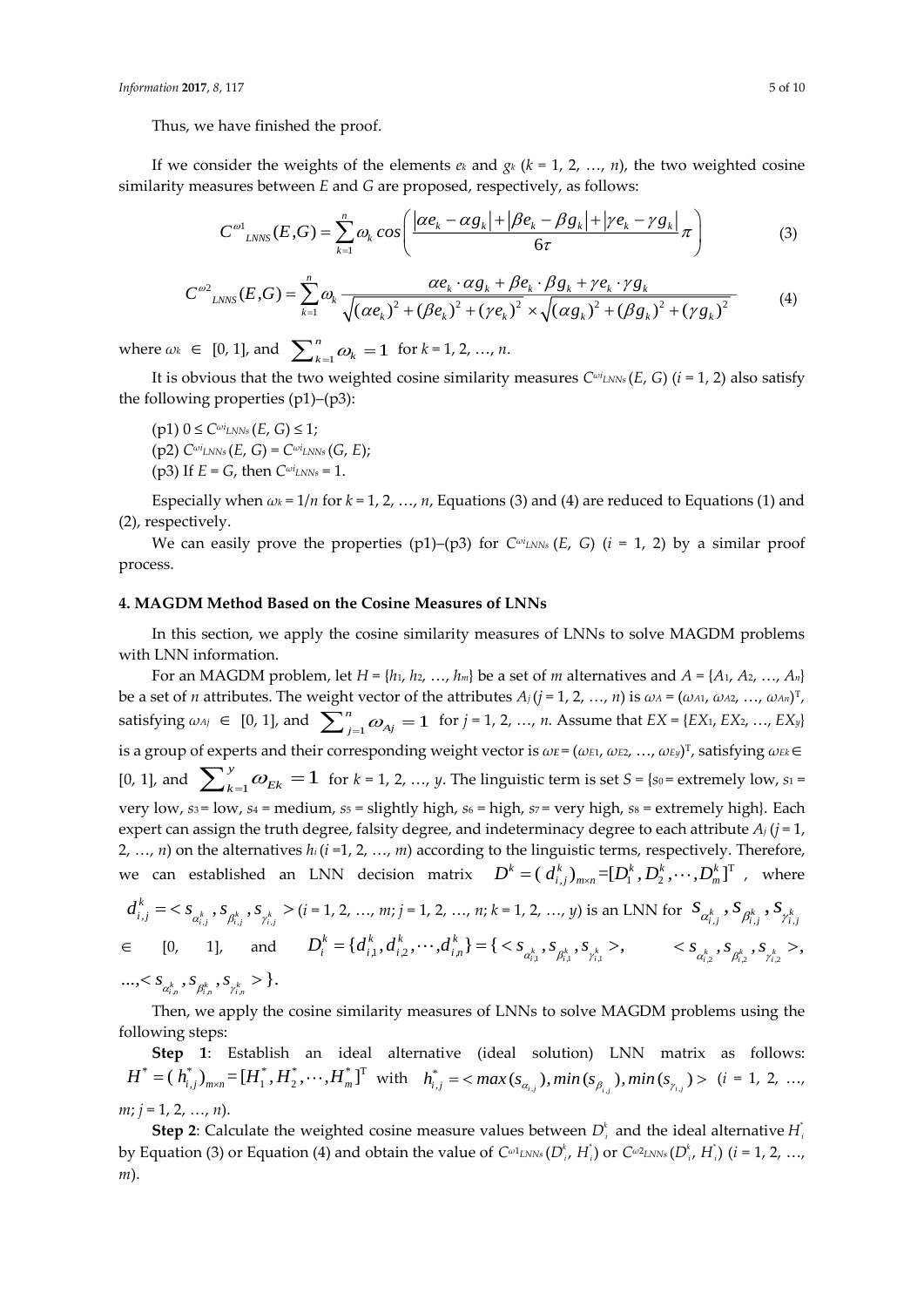Thus, we have finished the proof.

If we consider the weights of the elements $e_k$ and $g_k$ ($k$ = 1, 2, …, $n$), the two weighted cosine similarity measures between $E$ and $G$ are proposed, respectively, as follows:

$$C^{\omega 1}{}_{LNNS}(E,G)=\sum_{k=1}^{n}\omega_k \cos\left(\frac{|\alpha e_k-\alpha g_k|+|\beta e_k-\beta g_k|+|\gamma e_k-\gamma g_k|}{6\tau}\pi\right) \tag{3}$$

$$C^{\omega 2}{}_{LNNS}(E,G)=\sum_{k=1}^{n}\omega_k \frac{\alpha e_k\cdot\alpha g_k+\beta e_k\cdot\beta g_k+\gamma e_k\cdot\gamma g_k}{\sqrt{(\alpha e_k)^2+(\beta e_k)^2+(\gamma e_k)^2}\times\sqrt{(\alpha g_k)^2+(\beta g_k)^2+(\gamma g_k)^2}} \tag{4}$$

where $\omega_k \in [0, 1]$, and $\sum_{k=1}^{n}\omega_k=1$ for $k$ = 1, 2, …, $n$.

It is obvious that the two weighted cosine similarity measures $C^{\omega i}{}_{LNNs}(E, G)$ ($i$ = 1, 2) also satisfy the following properties (p1)–(p3):

(p1) $0 \le C^{\omega i}{}_{LNNs}(E, G) \le 1$;
(p2) $C^{\omega i}{}_{LNNs}(E, G) = C^{\omega i}{}_{LNNs}(G, E)$;
(p3) If $E = G$, then $C^{\omega i}{}_{LNNs} = 1$.

Especially when $\omega_k = 1/n$ for $k$ = 1, 2, …, $n$, Equations (3) and (4) are reduced to Equations (1) and (2), respectively.

We can easily prove the properties (p1)–(p3) for $C^{\omega i}{}_{LNNs}(E, G)$ ($i$ = 1, 2) by a similar proof process.

## 4. MAGDM Method Based on the Cosine Measures of LNNs

In this section, we apply the cosine similarity measures of LNNs to solve MAGDM problems with LNN information.

For an MAGDM problem, let $H = \{h_1, h_2, …, h_m\}$ be a set of $m$ alternatives and $A = \{A_1, A_2, …, A_n\}$ be a set of $n$ attributes. The weight vector of the attributes $A_j$ ($j$ = 1, 2, …, $n$) is $\omega_A = (\omega_{A1}, \omega_{A2}, …, \omega_{An})^T$, satisfying $\omega_{Aj} \in [0, 1]$, and $\sum_{j=1}^{n}\omega_{Aj}=1$ for $j$ = 1, 2, …, $n$. Assume that $EX = \{EX_1, EX_2, …, EX_y\}$ is a group of experts and their corresponding weight vector is $\omega_E = (\omega_{E1}, \omega_{E2}, …, \omega_{Ey})^T$, satisfying $\omega_{Ek} \in [0, 1]$, and $\sum_{k=1}^{y}\omega_{Ek}=1$ for $k$ = 1, 2, …, $y$. The linguistic term is set $S$ = {$s_0$ = extremely low, $s_1$ = very low, $s_3$ = low, $s_4$ = medium, $s_5$ = slightly high, $s_6$ = high, $s_7$ = very high, $s_8$ = extremely high}. Each expert can assign the truth degree, falsity degree, and indeterminacy degree to each attribute $A_j$ ($j$ = 1, 2, …, $n$) on the alternatives $h_i$ ($i$ =1, 2, …, $m$) according to the linguistic terms, respectively. Therefore, we can established an LNN decision matrix $D^k = (d^k_{i,j})_{m\times n}=[D^k_1, D^k_2, \cdots, D^k_m]^T$, where $d^k_{i,j} = < s_{\alpha^k_{i,j}}, s_{\beta^k_{i,j}}, s_{\gamma^k_{i,j}} >$ ($i$ = 1, 2, …, $m$; $j$ = 1, 2, …, $n$; $k$ = 1, 2, …, $y$) is an LNN for $s_{\alpha^k_{i,j}}, s_{\beta^k_{i,j}}, s_{\gamma^k_{i,j}} \in [0, 1]$, and $D^k_i = \{d^k_{i,1}, d^k_{i,2}, \cdots, d^k_{i,n}\} = \{< s_{\alpha^k_{i,1}}, s_{\beta^k_{i,1}}, s_{\gamma^k_{i,1}} >, < s_{\alpha^k_{i,2}}, s_{\beta^k_{i,2}}, s_{\gamma^k_{i,2}} >, …, < s_{\alpha^k_{i,n}}, s_{\beta^k_{i,n}}, s_{\gamma^k_{i,n}} >\}$.

Then, we apply the cosine similarity measures of LNNs to solve MAGDM problems using the following steps:

**Step 1**: Establish an ideal alternative (ideal solution) LNN matrix as follows: $H^* = (h^*_{i,j})_{m\times n}=[H^*_1, H^*_2, \cdots, H^*_m]^T$ with $h^*_{i,j} = < \max(s_{\alpha_{i,j}}), \min(s_{\beta_{i,j}}), \min(s_{\gamma_{i,j}}) >$ ($i$ = 1, 2, …, $m$; $j$ = 1, 2, …, $n$).

**Step 2**: Calculate the weighted cosine measure values between $D^k_i$ and the ideal alternative $H^*_i$ by Equation (3) or Equation (4) and obtain the value of $C^{\omega 1}{}_{LNNs}(D^k_i, H^*_i)$ or $C^{\omega 2}{}_{LNNs}(D^k_i, H^*_i)$ ($i$ = 1, 2, …, $m$).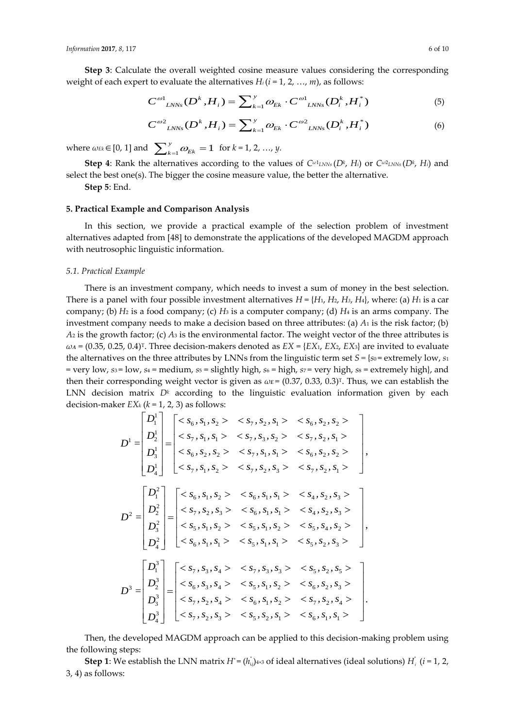**Step 3**: Calculate the overall weighted cosine measure values considering the corresponding weight of each expert to evaluate the alternatives $H_i$ ($i = 1, 2, \ldots, m$), as follows:

$$C^{\omega 1}{}_{LNNs}(D^k, H_i) = \sum_{k=1}^{y} \omega_{Ek} \cdot C^{\omega 1}{}_{LNNs}(D_i^k, H_i^*) \tag{5}$$

$$C^{\omega 2}{}_{LNNs}(D^k, H_i) = \sum_{k=1}^{y} \omega_{Ek} \cdot C^{\omega 2}{}_{LNNs}(D_i^k, H_i^*) \tag{6}$$

where $\omega_{Ek} \in [0, 1]$ and $\sum_{k=1}^{y} \omega_{Ek} = 1$ for $k = 1, 2, \ldots, y$.

**Step 4**: Rank the alternatives according to the values of $C^{\omega 1}{}_{LNNs}(D^k, H_i)$ or $C^{\omega 2}{}_{LNNs}(D^k, H_i)$ and select the best one(s). The bigger the cosine measure value, the better the alternative.

**Step 5**: End.

## 5. Practical Example and Comparison Analysis

In this section, we provide a practical example of the selection problem of investment alternatives adapted from [48] to demonstrate the applications of the developed MAGDM approach with neutrosophic linguistic information.

### 5.1. Practical Example

There is an investment company, which needs to invest a sum of money in the best selection. There is a panel with four possible investment alternatives $H = \{H_1, H_2, H_3, H_4\}$, where: (a) $H_1$ is a car company; (b) $H_2$ is a food company; (c) $H_3$ is a computer company; (d) $H_4$ is an arms company. The investment company needs to make a decision based on three attributes: (a) $A_1$ is the risk factor; (b) $A_2$ is the growth factor; (c) $A_3$ is the environmental factor. The weight vector of the three attributes is $\omega_A = (0.35, 0.25, 0.4)^T$. Three decision-makers denoted as $EX = \{EX_1, EX_2, EX_3\}$ are invited to evaluate the alternatives on the three attributes by LNNs from the linguistic term set $S = \{s_0$ = extremely low, $s_1$ = very low, $s_3$ = low, $s_4$ = medium, $s_5$ = slightly high, $s_6$ = high, $s_7$ = very high, $s_8$ = extremely high$\}$, and then their corresponding weight vector is given as $\omega_E = (0.37, 0.33, 0.3)^T$. Thus, we can establish the LNN decision matrix $D^k$ according to the linguistic evaluation information given by each decision-maker $EX_k$ ($k = 1, 2, 3$) as follows:

$$D^1 = \begin{bmatrix} D_1^1 \\ D_2^1 \\ D_3^1 \\ D_4^1 \end{bmatrix} = \begin{bmatrix} <s_6, s_1, s_2> & <s_7, s_2, s_1> & <s_6, s_2, s_2> \\ <s_7, s_1, s_1> & <s_7, s_3, s_2> & <s_7, s_2, s_1> \\ <s_6, s_2, s_2> & <s_7, s_1, s_1> & <s_6, s_2, s_2> \\ <s_7, s_1, s_2> & <s_7, s_2, s_3> & <s_7, s_2, s_1> \end{bmatrix},$$

$$D^2 = \begin{bmatrix} D_1^2 \\ D_2^2 \\ D_3^2 \\ D_4^2 \end{bmatrix} = \begin{bmatrix} <s_6, s_1, s_2> & <s_6, s_1, s_1> & <s_4, s_2, s_3> \\ <s_7, s_2, s_3> & <s_6, s_1, s_1> & <s_4, s_2, s_3> \\ <s_5, s_1, s_2> & <s_5, s_1, s_2> & <s_5, s_4, s_2> \\ <s_6, s_1, s_1> & <s_5, s_1, s_1> & <s_5, s_2, s_3> \end{bmatrix},$$

$$D^3 = \begin{bmatrix} D_1^3 \\ D_2^3 \\ D_3^3 \\ D_4^3 \end{bmatrix} = \begin{bmatrix} <s_7, s_3, s_4> & <s_7, s_3, s_3> & <s_5, s_2, s_5> \\ <s_6, s_3, s_4> & <s_5, s_1, s_2> & <s_6, s_2, s_3> \\ <s_7, s_2, s_4> & <s_6, s_1, s_2> & <s_7, s_2, s_4> \\ <s_7, s_2, s_3> & <s_5, s_2, s_1> & <s_6, s_1, s_1> \end{bmatrix}.$$

Then, the developed MAGDM approach can be applied to this decision-making problem using the following steps:

**Step 1**: We establish the LNN matrix $H^* = (h_{ij}^*)_{4\times 3}$ of ideal alternatives (ideal solutions) $H_i^*$ ($i = 1, 2, 3, 4$) as follows: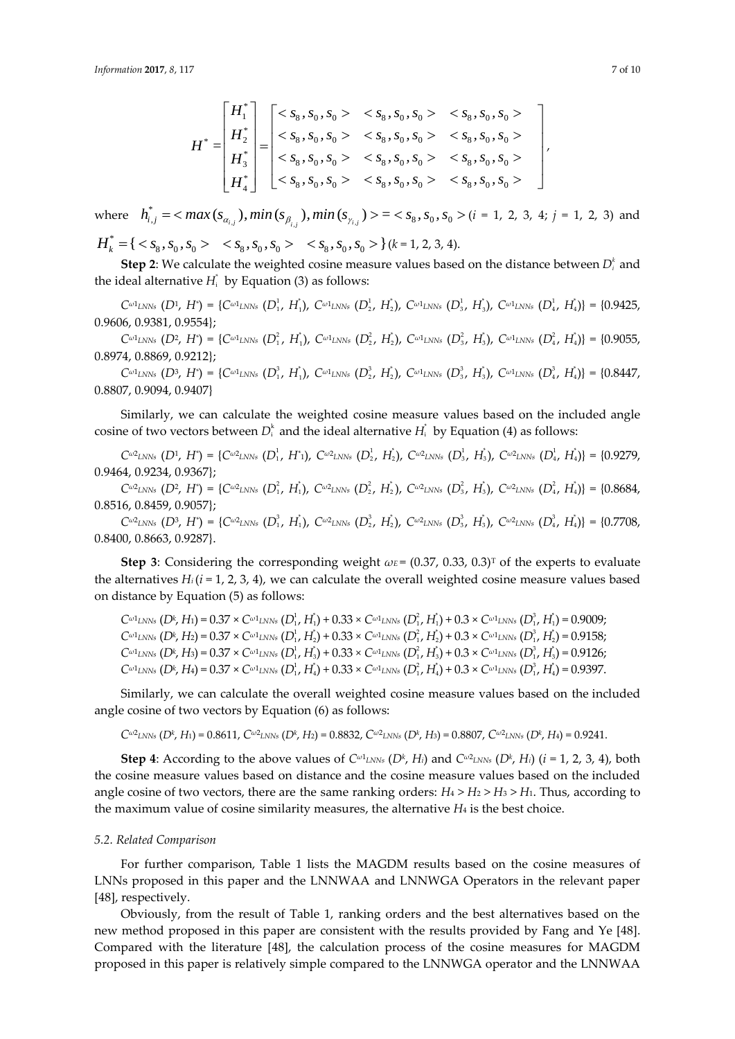$$H^* = \begin{bmatrix} H_1^* \\ H_2^* \\ H_3^* \\ H_4^* \end{bmatrix} = \begin{bmatrix} <s_8, s_0, s_0> & <s_8, s_0, s_0> & <s_8, s_0, s_0> \\ <s_8, s_0, s_0> & <s_8, s_0, s_0> & <s_8, s_0, s_0> \\ <s_8, s_0, s_0> & <s_8, s_0, s_0> & <s_8, s_0, s_0> \\ <s_8, s_0, s_0> & <s_8, s_0, s_0> & <s_8, s_0, s_0> \end{bmatrix},$$

where $h_{i,j}^* = <max(s_{\alpha_{i,j}}), min(s_{\beta_{i,j}}), min(s_{\gamma_{i,j}})> = <s_8, s_0, s_0>$ ($i$ = 1, 2, 3, 4; $j$ = 1, 2, 3) and $H_k^* = \{<s_8, s_0, s_0> \quad <s_8, s_0, s_0> \quad <s_8, s_0, s_0>\}$ ($k$ = 1, 2, 3, 4).

**Step 2**: We calculate the weighted cosine measure values based on the distance between $D_i^k$ and the ideal alternative $H_i^*$ by Equation (3) as follows:

$C^{\omega 1}_{LNNs}(D^1, H^*) = \{C^{\omega 1}_{LNNs}(D_1^1, H_1^*), C^{\omega 1}_{LNNs}(D_2^1, H_2^*), C^{\omega 1}_{LNNs}(D_3^1, H_3^*), C^{\omega 1}_{LNNs}(D_4^1, H_4^*)\}$ = {0.9425, 0.9606, 0.9381, 0.9554};

$C^{\omega 1}_{LNNs}(D^2, H^*) = \{C^{\omega 1}_{LNNs}(D_1^2, H_1^*), C^{\omega 1}_{LNNs}(D_2^2, H_2^*), C^{\omega 1}_{LNNs}(D_3^2, H_3^*), C^{\omega 1}_{LNNs}(D_4^2, H_4^*)\}$ = {0.9055, 0.8974, 0.8869, 0.9212};

$C^{\omega 1}_{LNNs}(D^3, H^*) = \{C^{\omega 1}_{LNNs}(D_1^3, H_1^*), C^{\omega 1}_{LNNs}(D_2^3, H_2^*), C^{\omega 1}_{LNNs}(D_3^3, H_3^*), C^{\omega 1}_{LNNs}(D_4^3, H_4^*)\}$ = {0.8447, 0.8807, 0.9094, 0.9407}

Similarly, we can calculate the weighted cosine measure values based on the included angle cosine of two vectors between $D_i^k$ and the ideal alternative $H_i^*$ by Equation (4) as follows:

$C^{\omega 2}_{LNNs}(D^1, H^*) = \{C^{\omega 2}_{LNNs}(D_1^1, H^*_1), C^{\omega 2}_{LNNs}(D_2^1, H_2^*), C^{\omega 2}_{LNNs}(D_3^1, H_3^*), C^{\omega 2}_{LNNs}(D_4^1, H_4^*)\}$ = {0.9279, 0.9464, 0.9234, 0.9367};

$C^{\omega 2}_{LNNs}(D^2, H^*) = \{C^{\omega 2}_{LNNs}(D_1^2, H_1^*), C^{\omega 2}_{LNNs}(D_2^2, H_2^*), C^{\omega 2}_{LNNs}(D_3^2, H_3^*), C^{\omega 2}_{LNNs}(D_4^2, H_4^*)\}$ = {0.8684, 0.8516, 0.8459, 0.9057};

$C^{\omega 2}_{LNNs}(D^3, H^*) = \{C^{\omega 2}_{LNNs}(D_1^3, H_1^*), C^{\omega 2}_{LNNs}(D_2^3, H_2^*), C^{\omega 2}_{LNNs}(D_3^3, H_3^*), C^{\omega 2}_{LNNs}(D_4^3, H_4^*)\}$ = {0.7708, 0.8400, 0.8663, 0.9287}.

**Step 3**: Considering the corresponding weight $\omega_E = (0.37, 0.33, 0.3)^T$ of the experts to evaluate the alternatives $H_i$ ($i$ = 1, 2, 3, 4), we can calculate the overall weighted cosine measure values based on distance by Equation (5) as follows:

$C^{\omega 1}_{LNNs}(D^k, H_1) = 0.37 \times C^{\omega 1}_{LNNs}(D_1^1, H_1^*) + 0.33 \times C^{\omega 1}_{LNNs}(D_1^2, H_1^*) + 0.3 \times C^{\omega 1}_{LNNs}(D_1^3, H_1^*) = 0.9009$;
$C^{\omega 1}_{LNNs}(D^k, H_2) = 0.37 \times C^{\omega 1}_{LNNs}(D_1^1, H_2^*) + 0.33 \times C^{\omega 1}_{LNNs}(D_1^2, H_2^*) + 0.3 \times C^{\omega 1}_{LNNs}(D_1^3, H_2^*) = 0.9158$;
$C^{\omega 1}_{LNNs}(D^k, H_3) = 0.37 \times C^{\omega 1}_{LNNs}(D_1^1, H_3^*) + 0.33 \times C^{\omega 1}_{LNNs}(D_1^2, H_3^*) + 0.3 \times C^{\omega 1}_{LNNs}(D_1^3, H_3^*) = 0.9126$;
$C^{\omega 1}_{LNNs}(D^k, H_4) = 0.37 \times C^{\omega 1}_{LNNs}(D_1^1, H_4^*) + 0.33 \times C^{\omega 1}_{LNNs}(D_1^2, H_4^*) + 0.3 \times C^{\omega 1}_{LNNs}(D_1^3, H_4^*) = 0.9397$.

Similarly, we can calculate the overall weighted cosine measure values based on the included angle cosine of two vectors by Equation (6) as follows:

$C^{\omega 2}_{LNNs}(D^k, H_1) = 0.8611$, $C^{\omega 2}_{LNNs}(D^k, H_2) = 0.8832$, $C^{\omega 2}_{LNNs}(D^k, H_3) = 0.8807$, $C^{\omega 2}_{LNNs}(D^k, H_4) = 0.9241$.

**Step 4**: According to the above values of $C^{\omega 1}_{LNNs}(D^k, H_i)$ and $C^{\omega 2}_{LNNs}(D^k, H_i)$ ($i$ = 1, 2, 3, 4), both the cosine measure values based on distance and the cosine measure values based on the included angle cosine of two vectors, there are the same ranking orders: $H_4 > H_2 > H_3 > H_1$. Thus, according to the maximum value of cosine similarity measures, the alternative $H_4$ is the best choice.

### 5.2. Related Comparison

For further comparison, Table 1 lists the MAGDM results based on the cosine measures of LNNs proposed in this paper and the LNNWAA and LNNWGA Operators in the relevant paper [48], respectively.

Obviously, from the result of Table 1, ranking orders and the best alternatives based on the new method proposed in this paper are consistent with the results provided by Fang and Ye [48]. Compared with the literature [48], the calculation process of the cosine measures for MAGDM proposed in this paper is relatively simple compared to the LNNWGA operator and the LNNWAA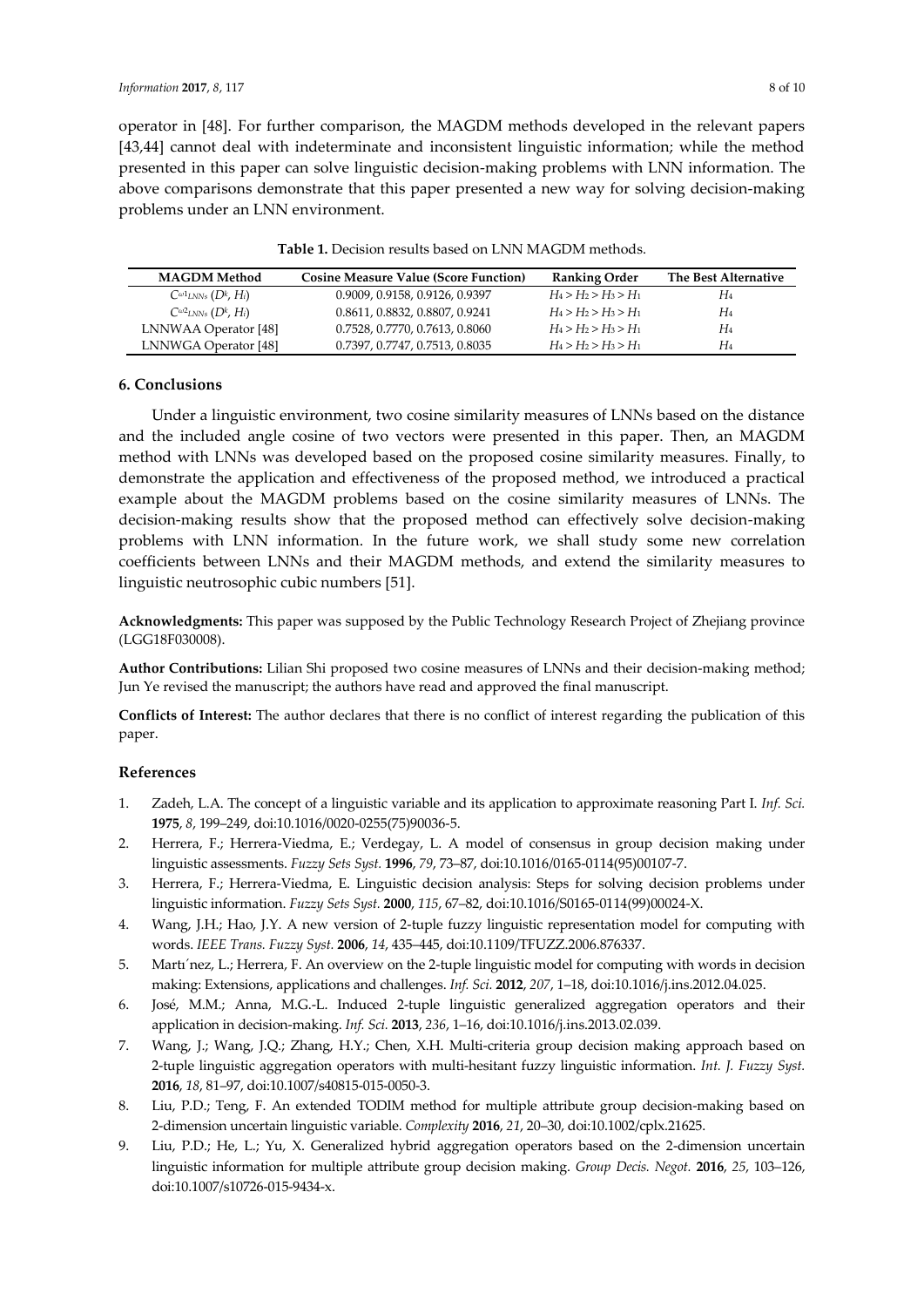operator in [48]. For further comparison, the MAGDM methods developed in the relevant papers [43,44] cannot deal with indeterminate and inconsistent linguistic information; while the method presented in this paper can solve linguistic decision-making problems with LNN information. The above comparisons demonstrate that this paper presented a new way for solving decision-making problems under an LNN environment.

**Table 1.** Decision results based on LNN MAGDM methods.

| MAGDM Method | Cosine Measure Value (Score Function) | Ranking Order | The Best Alternative |
|---|---|---|---|
| $C^{\omega 1}_{LNNs}(D^k, H_i)$ | 0.9009, 0.9158, 0.9126, 0.9397 | $H_4 > H_2 > H_3 > H_1$ | $H_4$ |
| $C^{\omega 2}_{LNNs}(D^k, H_i)$ | 0.8611, 0.8832, 0.8807, 0.9241 | $H_4 > H_2 > H_3 > H_1$ | $H_4$ |
| LNNWAA Operator [48] | 0.7528, 0.7770, 0.7613, 0.8060 | $H_4 > H_2 > H_3 > H_1$ | $H_4$ |
| LNNWGA Operator [48] | 0.7397, 0.7747, 0.7513, 0.8035 | $H_4 > H_2 > H_3 > H_1$ | $H_4$ |

## 6. Conclusions

Under a linguistic environment, two cosine similarity measures of LNNs based on the distance and the included angle cosine of two vectors were presented in this paper. Then, an MAGDM method with LNNs was developed based on the proposed cosine similarity measures. Finally, to demonstrate the application and effectiveness of the proposed method, we introduced a practical example about the MAGDM problems based on the cosine similarity measures of LNNs. The decision-making results show that the proposed method can effectively solve decision-making problems with LNN information. In the future work, we shall study some new correlation coefficients between LNNs and their MAGDM methods, and extend the similarity measures to linguistic neutrosophic cubic numbers [51].

**Acknowledgments:** This paper was supposed by the Public Technology Research Project of Zhejiang province (LGG18F030008).

**Author Contributions:** Lilian Shi proposed two cosine measures of LNNs and their decision-making method; Jun Ye revised the manuscript; the authors have read and approved the final manuscript.

**Conflicts of Interest:** The author declares that there is no conflict of interest regarding the publication of this paper.

## References

1. Zadeh, L.A. The concept of a linguistic variable and its application to approximate reasoning Part I. *Inf. Sci.* **1975**, *8*, 199–249, doi:10.1016/0020-0255(75)90036-5.
2. Herrera, F.; Herrera-Viedma, E.; Verdegay, L. A model of consensus in group decision making under linguistic assessments. *Fuzzy Sets Syst.* **1996**, *79*, 73–87, doi:10.1016/0165-0114(95)00107-7.
3. Herrera, F.; Herrera-Viedma, E. Linguistic decision analysis: Steps for solving decision problems under linguistic information. *Fuzzy Sets Syst.* **2000**, *115*, 67–82, doi:10.1016/S0165-0114(99)00024-X.
4. Wang, J.H.; Hao, J.Y. A new version of 2-tuple fuzzy linguistic representation model for computing with words. *IEEE Trans. Fuzzy Syst.* **2006**, *14*, 435–445, doi:10.1109/TFUZZ.2006.876337.
5. Martı´nez, L.; Herrera, F. An overview on the 2-tuple linguistic model for computing with words in decision making: Extensions, applications and challenges. *Inf. Sci.* **2012**, *207*, 1–18, doi:10.1016/j.ins.2012.04.025.
6. José, M.M.; Anna, M.G.-L. Induced 2-tuple linguistic generalized aggregation operators and their application in decision-making. *Inf. Sci.* **2013**, *236*, 1–16, doi:10.1016/j.ins.2013.02.039.
7. Wang, J.; Wang, J.Q.; Zhang, H.Y.; Chen, X.H. Multi-criteria group decision making approach based on 2-tuple linguistic aggregation operators with multi-hesitant fuzzy linguistic information. *Int. J. Fuzzy Syst.* **2016**, *18*, 81–97, doi:10.1007/s40815-015-0050-3.
8. Liu, P.D.; Teng, F. An extended TODIM method for multiple attribute group decision-making based on 2-dimension uncertain linguistic variable. *Complexity* **2016**, *21*, 20–30, doi:10.1002/cplx.21625.
9. Liu, P.D.; He, L.; Yu, X. Generalized hybrid aggregation operators based on the 2-dimension uncertain linguistic information for multiple attribute group decision making. *Group Decis. Negot.* **2016**, *25*, 103–126, doi:10.1007/s10726-015-9434-x.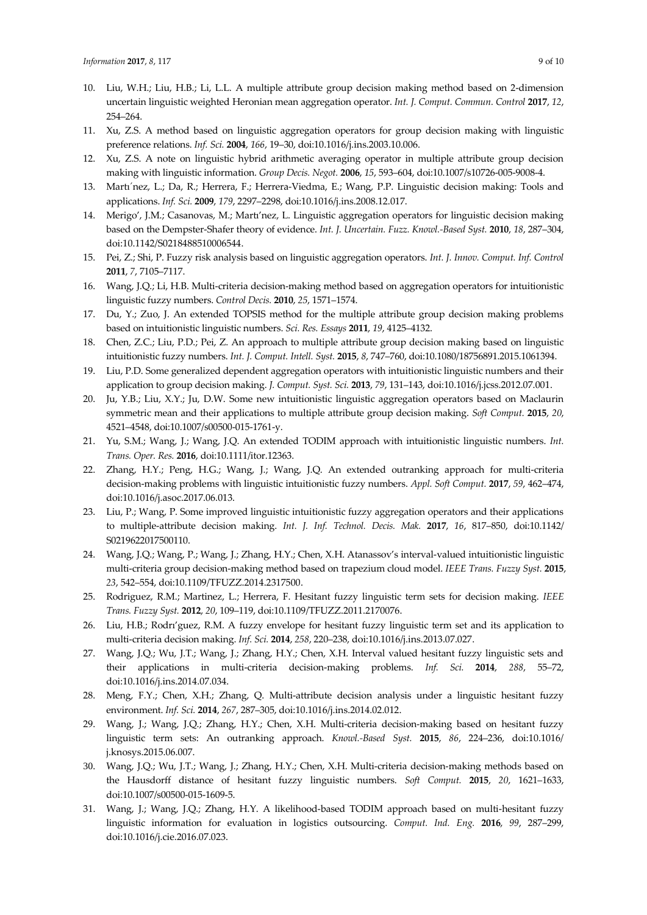10. Liu, W.H.; Liu, H.B.; Li, L.L. A multiple attribute group decision making method based on 2-dimension uncertain linguistic weighted Heronian mean aggregation operator. *Int. J. Comput. Commun. Control* **2017**, *12*, 254–264.
11. Xu, Z.S. A method based on linguistic aggregation operators for group decision making with linguistic preference relations. *Inf. Sci.* **2004**, *166*, 19–30, doi:10.1016/j.ins.2003.10.006.
12. Xu, Z.S. A note on linguistic hybrid arithmetic averaging operator in multiple attribute group decision making with linguistic information. *Group Decis. Negot.* **2006**, *15*, 593–604, doi:10.1007/s10726-005-9008-4.
13. Martı´nez, L.; Da, R.; Herrera, F.; Herrera-Viedma, E.; Wang, P.P. Linguistic decision making: Tools and applications. *Inf. Sci.* **2009**, *179*, 2297–2298, doi:10.1016/j.ins.2008.12.017.
14. Merigo', J.M.; Casanovas, M.; Martı'nez, L. Linguistic aggregation operators for linguistic decision making based on the Dempster-Shafer theory of evidence. *Int. J. Uncertain. Fuzz. Knowl.-Based Syst.* **2010**, *18*, 287–304, doi:10.1142/S0218488510006544.
15. Pei, Z.; Shi, P. Fuzzy risk analysis based on linguistic aggregation operators. *Int. J. Innov. Comput. Inf. Control* **2011**, *7*, 7105–7117.
16. Wang, J.Q.; Li, H.B. Multi-criteria decision-making method based on aggregation operators for intuitionistic linguistic fuzzy numbers. *Control Decis.* **2010**, *25*, 1571–1574.
17. Du, Y.; Zuo, J. An extended TOPSIS method for the multiple attribute group decision making problems based on intuitionistic linguistic numbers. *Sci. Res. Essays* **2011**, *19*, 4125–4132.
18. Chen, Z.C.; Liu, P.D.; Pei, Z. An approach to multiple attribute group decision making based on linguistic intuitionistic fuzzy numbers. *Int. J. Comput. Intell. Syst.* **2015**, *8*, 747–760, doi:10.1080/18756891.2015.1061394.
19. Liu, P.D. Some generalized dependent aggregation operators with intuitionistic linguistic numbers and their application to group decision making. *J. Comput. Syst. Sci.* **2013**, *79*, 131–143, doi:10.1016/j.jcss.2012.07.001.
20. Ju, Y.B.; Liu, X.Y.; Ju, D.W. Some new intuitionistic linguistic aggregation operators based on Maclaurin symmetric mean and their applications to multiple attribute group decision making. *Soft Comput.* **2015**, *20*, 4521–4548, doi:10.1007/s00500-015-1761-y.
21. Yu, S.M.; Wang, J.; Wang, J.Q. An extended TODIM approach with intuitionistic linguistic numbers. *Int. Trans. Oper. Res.* **2016**, doi:10.1111/itor.12363.
22. Zhang, H.Y.; Peng, H.G.; Wang, J.; Wang, J.Q. An extended outranking approach for multi-criteria decision-making problems with linguistic intuitionistic fuzzy numbers. *Appl. Soft Comput.* **2017**, *59*, 462–474, doi:10.1016/j.asoc.2017.06.013.
23. Liu, P.; Wang, P. Some improved linguistic intuitionistic fuzzy aggregation operators and their applications to multiple-attribute decision making. *Int. J. Inf. Technol. Decis. Mak.* **2017**, *16*, 817–850, doi:10.1142/S0219622017500110.
24. Wang, J.Q.; Wang, P.; Wang, J.; Zhang, H.Y.; Chen, X.H. Atanassov's interval-valued intuitionistic linguistic multi-criteria group decision-making method based on trapezium cloud model. *IEEE Trans. Fuzzy Syst.* **2015**, *23*, 542–554, doi:10.1109/TFUZZ.2014.2317500.
25. Rodriguez, R.M.; Martinez, L.; Herrera, F. Hesitant fuzzy linguistic term sets for decision making. *IEEE Trans. Fuzzy Syst.* **2012**, *20*, 109–119, doi:10.1109/TFUZZ.2011.2170076.
26. Liu, H.B.; Rodrı'guez, R.M. A fuzzy envelope for hesitant fuzzy linguistic term set and its application to multi-criteria decision making. *Inf. Sci.* **2014**, *258*, 220–238, doi:10.1016/j.ins.2013.07.027.
27. Wang, J.Q.; Wu, J.T.; Wang, J.; Zhang, H.Y.; Chen, X.H. Interval valued hesitant fuzzy linguistic sets and their applications in multi-criteria decision-making problems. *Inf. Sci.* **2014**, *288*, 55–72, doi:10.1016/j.ins.2014.07.034.
28. Meng, F.Y.; Chen, X.H.; Zhang, Q. Multi-attribute decision analysis under a linguistic hesitant fuzzy environment. *Inf. Sci.* **2014**, *267*, 287–305, doi:10.1016/j.ins.2014.02.012.
29. Wang, J.; Wang, J.Q.; Zhang, H.Y.; Chen, X.H. Multi-criteria decision-making based on hesitant fuzzy linguistic term sets: An outranking approach. *Knowl.-Based Syst.* **2015**, *86*, 224–236, doi:10.1016/j.knosys.2015.06.007.
30. Wang, J.Q.; Wu, J.T.; Wang, J.; Zhang, H.Y.; Chen, X.H. Multi-criteria decision-making methods based on the Hausdorff distance of hesitant fuzzy linguistic numbers. *Soft Comput.* **2015**, *20*, 1621–1633, doi:10.1007/s00500-015-1609-5.
31. Wang, J.; Wang, J.Q.; Zhang, H.Y. A likelihood-based TODIM approach based on multi-hesitant fuzzy linguistic information for evaluation in logistics outsourcing. *Comput. Ind. Eng.* **2016**, *99*, 287–299, doi:10.1016/j.cie.2016.07.023.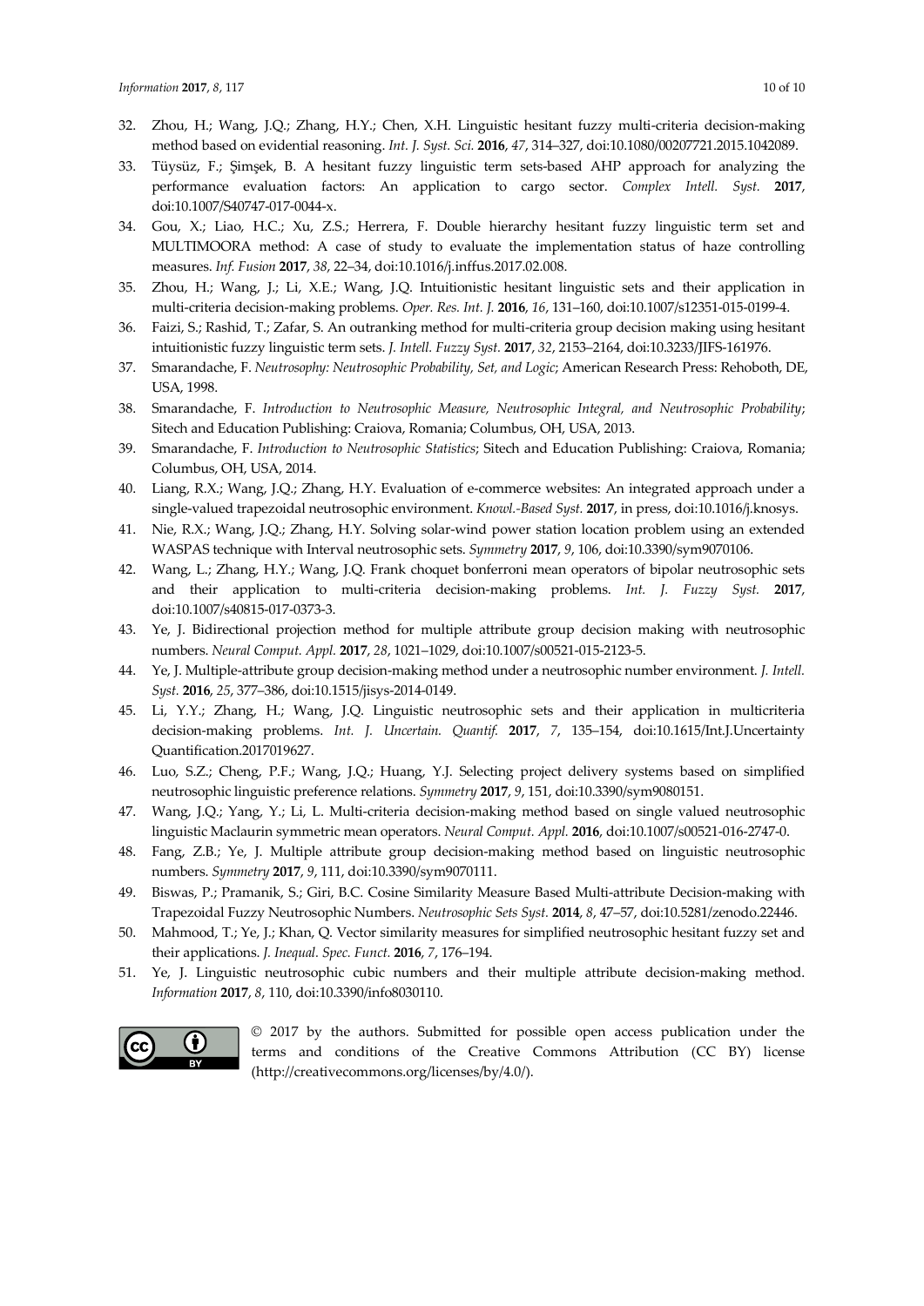32. Zhou, H.; Wang, J.Q.; Zhang, H.Y.; Chen, X.H. Linguistic hesitant fuzzy multi-criteria decision-making method based on evidential reasoning. *Int. J. Syst. Sci.* **2016**, *47*, 314–327, doi:10.1080/00207721.2015.1042089.
33. Tüysüz, F.; Şimşek, B. A hesitant fuzzy linguistic term sets-based AHP approach for analyzing the performance evaluation factors: An application to cargo sector. *Complex Intell. Syst.* **2017**, doi:10.1007/S40747-017-0044-x.
34. Gou, X.; Liao, H.C.; Xu, Z.S.; Herrera, F. Double hierarchy hesitant fuzzy linguistic term set and MULTIMOORA method: A case of study to evaluate the implementation status of haze controlling measures. *Inf. Fusion* **2017**, *38*, 22–34, doi:10.1016/j.inffus.2017.02.008.
35. Zhou, H.; Wang, J.; Li, X.E.; Wang, J.Q. Intuitionistic hesitant linguistic sets and their application in multi-criteria decision-making problems. *Oper. Res. Int. J.* **2016**, *16*, 131–160, doi:10.1007/s12351-015-0199-4.
36. Faizi, S.; Rashid, T.; Zafar, S. An outranking method for multi-criteria group decision making using hesitant intuitionistic fuzzy linguistic term sets. *J. Intell. Fuzzy Syst.* **2017**, *32*, 2153–2164, doi:10.3233/JIFS-161976.
37. Smarandache, F. *Neutrosophy: Neutrosophic Probability, Set, and Logic*; American Research Press: Rehoboth, DE, USA, 1998.
38. Smarandache, F. *Introduction to Neutrosophic Measure, Neutrosophic Integral, and Neutrosophic Probability*; Sitech and Education Publishing: Craiova, Romania; Columbus, OH, USA, 2013.
39. Smarandache, F. *Introduction to Neutrosophic Statistics*; Sitech and Education Publishing: Craiova, Romania; Columbus, OH, USA, 2014.
40. Liang, R.X.; Wang, J.Q.; Zhang, H.Y. Evaluation of e-commerce websites: An integrated approach under a single-valued trapezoidal neutrosophic environment. *Knowl.-Based Syst.* **2017**, in press, doi:10.1016/j.knosys.
41. Nie, R.X.; Wang, J.Q.; Zhang, H.Y. Solving solar-wind power station location problem using an extended WASPAS technique with Interval neutrosophic sets. *Symmetry* **2017**, *9*, 106, doi:10.3390/sym9070106.
42. Wang, L.; Zhang, H.Y.; Wang, J.Q. Frank choquet bonferroni mean operators of bipolar neutrosophic sets and their application to multi-criteria decision-making problems. *Int. J. Fuzzy Syst.* **2017**, doi:10.1007/s40815-017-0373-3.
43. Ye, J. Bidirectional projection method for multiple attribute group decision making with neutrosophic numbers. *Neural Comput. Appl.* **2017**, *28*, 1021–1029, doi:10.1007/s00521-015-2123-5.
44. Ye, J. Multiple-attribute group decision-making method under a neutrosophic number environment. *J. Intell. Syst.* **2016**, *25*, 377–386, doi:10.1515/jisys-2014-0149.
45. Li, Y.Y.; Zhang, H.; Wang, J.Q. Linguistic neutrosophic sets and their application in multicriteria decision-making problems. *Int. J. Uncertain. Quantif.* **2017**, *7*, 135–154, doi:10.1615/Int.J.Uncertainty Quantification.2017019627.
46. Luo, S.Z.; Cheng, P.F.; Wang, J.Q.; Huang, Y.J. Selecting project delivery systems based on simplified neutrosophic linguistic preference relations. *Symmetry* **2017**, *9*, 151, doi:10.3390/sym9080151.
47. Wang, J.Q.; Yang, Y.; Li, L. Multi-criteria decision-making method based on single valued neutrosophic linguistic Maclaurin symmetric mean operators. *Neural Comput. Appl.* **2016**, doi:10.1007/s00521-016-2747-0.
48. Fang, Z.B.; Ye, J. Multiple attribute group decision-making method based on linguistic neutrosophic numbers. *Symmetry* **2017**, *9*, 111, doi:10.3390/sym9070111.
49. Biswas, P.; Pramanik, S.; Giri, B.C. Cosine Similarity Measure Based Multi-attribute Decision-making with Trapezoidal Fuzzy Neutrosophic Numbers. *Neutrosophic Sets Syst.* **2014**, *8*, 47–57, doi:10.5281/zenodo.22446.
50. Mahmood, T.; Ye, J.; Khan, Q. Vector similarity measures for simplified neutrosophic hesitant fuzzy set and their applications. *J. Inequal. Spec. Funct.* **2016**, *7*, 176–194.
51. Ye, J. Linguistic neutrosophic cubic numbers and their multiple attribute decision-making method. *Information* **2017**, *8*, 110, doi:10.3390/info8030110.

© 2017 by the authors. Submitted for possible open access publication under the terms and conditions of the Creative Commons Attribution (CC BY) license (http://creativecommons.org/licenses/by/4.0/).